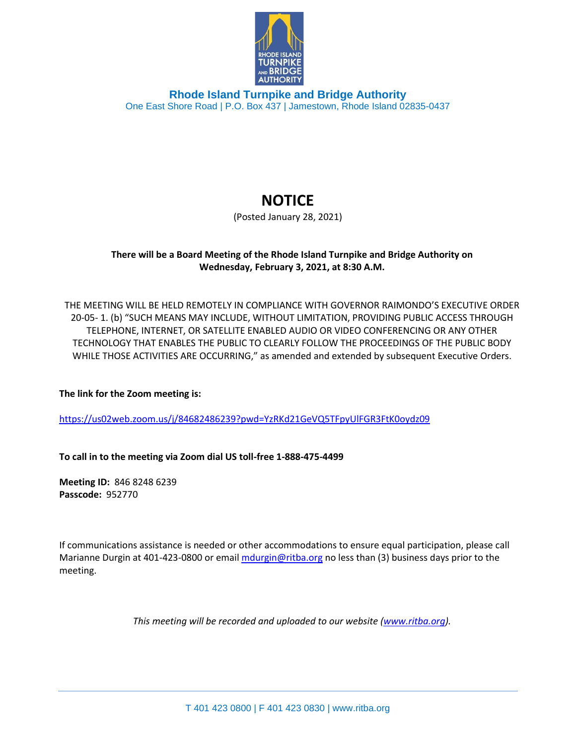**Rhode Island Turnpike and Bridge Authority**
One East Shore Road | P.O. Box 437 | Jamestown, Rhode Island 02835-0437

# NOTICE

(Posted January 28, 2021)

**There will be a Board Meeting of the Rhode Island Turnpike and Bridge Authority on Wednesday, February 3, 2021, at 8:30 A.M.**

THE MEETING WILL BE HELD REMOTELY IN COMPLIANCE WITH GOVERNOR RAIMONDO'S EXECUTIVE ORDER 20-05- 1. (b) "SUCH MEANS MAY INCLUDE, WITHOUT LIMITATION, PROVIDING PUBLIC ACCESS THROUGH TELEPHONE, INTERNET, OR SATELLITE ENABLED AUDIO OR VIDEO CONFERENCING OR ANY OTHER TECHNOLOGY THAT ENABLES THE PUBLIC TO CLEARLY FOLLOW THE PROCEEDINGS OF THE PUBLIC BODY WHILE THOSE ACTIVITIES ARE OCCURRING," as amended and extended by subsequent Executive Orders.

**The link for the Zoom meeting is:**

https://us02web.zoom.us/j/84682486239?pwd=YzRKd21GeVQ5TFpyUlFGR3FtK0oydz09

**To call in to the meeting via Zoom dial US toll-free 1-888-475-4499**

**Meeting ID:** 846 8248 6239
**Passcode:** 952770

If communications assistance is needed or other accommodations to ensure equal participation, please call Marianne Durgin at 401-423-0800 or email mdurgin@ritba.org no less than (3) business days prior to the meeting.

*This meeting will be recorded and uploaded to our website (www.ritba.org).*

T 401 423 0800 | F 401 423 0830 | www.ritba.org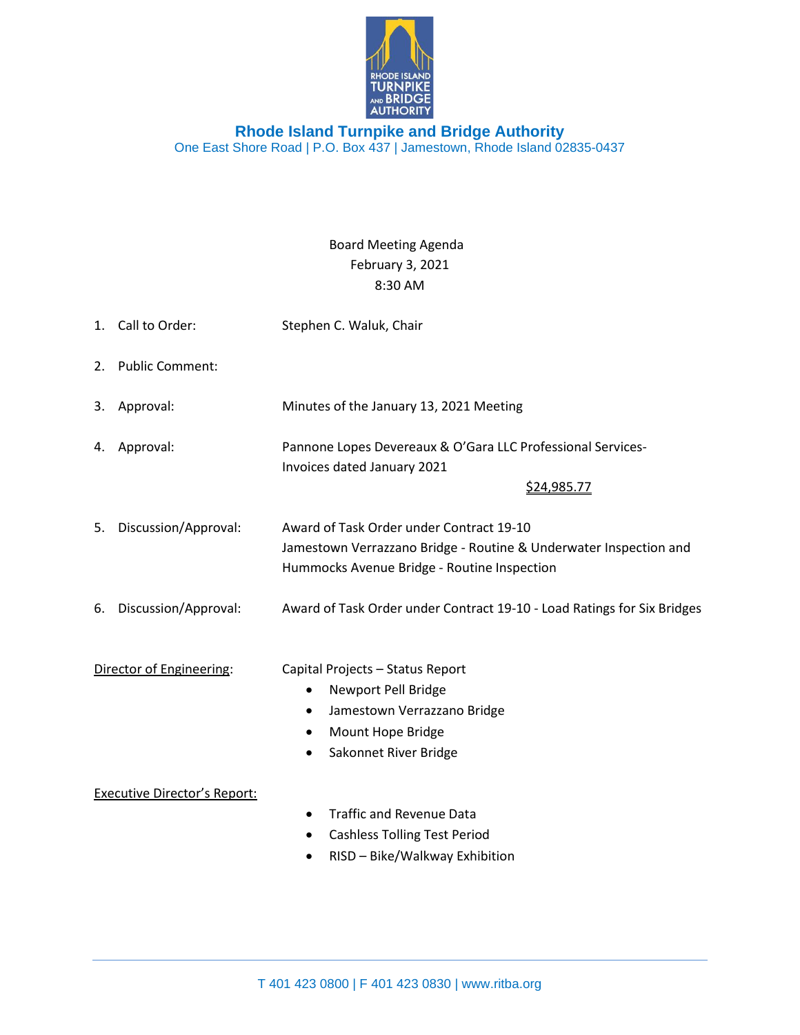# Rhode Island Turnpike and Bridge Authority

One East Shore Road | P.O. Box 437 | Jamestown, Rhode Island 02835-0437

Board Meeting Agenda
February 3, 2021
8:30 AM

1. Call to Order: Stephen C. Waluk, Chair

2. Public Comment:

3. Approval: Minutes of the January 13, 2021 Meeting

4. Approval: Pannone Lopes Devereaux & O'Gara LLC Professional Services-Invoices dated January 2021
   $24,985.77

5. Discussion/Approval: Award of Task Order under Contract 19-10
   Jamestown Verrazzano Bridge - Routine & Underwater Inspection and Hummocks Avenue Bridge - Routine Inspection

6. Discussion/Approval: Award of Task Order under Contract 19-10 - Load Ratings for Six Bridges

Director of Engineering: Capital Projects – Status Report

- Newport Pell Bridge
- Jamestown Verrazzano Bridge
- Mount Hope Bridge
- Sakonnet River Bridge

Executive Director's Report:

- Traffic and Revenue Data
- Cashless Tolling Test Period
- RISD – Bike/Walkway Exhibition

T 401 423 0800 | F 401 423 0830 | www.ritba.org